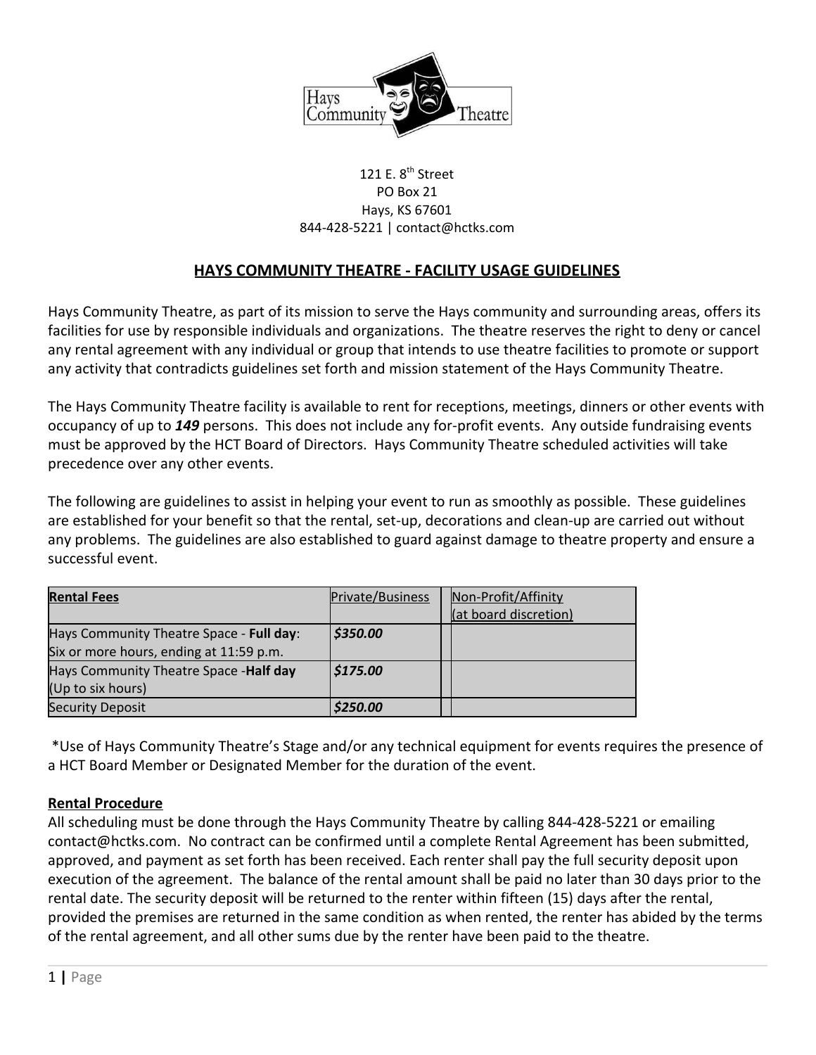Hays Community Theatre

121 E. 8th Street
PO Box 21
Hays, KS 67601
844-428-5221 | contact@hctks.com

# HAYS COMMUNITY THEATRE - FACILITY USAGE GUIDELINES

Hays Community Theatre, as part of its mission to serve the Hays community and surrounding areas, offers its facilities for use by responsible individuals and organizations. The theatre reserves the right to deny or cancel any rental agreement with any individual or group that intends to use theatre facilities to promote or support any activity that contradicts guidelines set forth and mission statement of the Hays Community Theatre.

The Hays Community Theatre facility is available to rent for receptions, meetings, dinners or other events with occupancy of up to ***149*** persons. This does not include any for-profit events. Any outside fundraising events must be approved by the HCT Board of Directors. Hays Community Theatre scheduled activities will take precedence over any other events.

The following are guidelines to assist in helping your event to run as smoothly as possible. These guidelines are established for your benefit so that the rental, set-up, decorations and clean-up are carried out without any problems. The guidelines are also established to guard against damage to theatre property and ensure a successful event.

| **Rental Fees** | Private/Business | | Non-Profit/Affinity (at board discretion) |
|---|---|---|---|
| Hays Community Theatre Space - **Full day**: Six or more hours, ending at 11:59 p.m. | ***$350.00*** | | |
| Hays Community Theatre Space -**Half day** (Up to six hours) | ***$175.00*** | | |
| Security Deposit | ***$250.00*** | | |

*Use of Hays Community Theatre's Stage and/or any technical equipment for events requires the presence of a HCT Board Member or Designated Member for the duration of the event.

## Rental Procedure

All scheduling must be done through the Hays Community Theatre by calling 844-428-5221 or emailing contact@hctks.com. No contract can be confirmed until a complete Rental Agreement has been submitted, approved, and payment as set forth has been received. Each renter shall pay the full security deposit upon execution of the agreement. The balance of the rental amount shall be paid no later than 30 days prior to the rental date. The security deposit will be returned to the renter within fifteen (15) days after the rental, provided the premises are returned in the same condition as when rented, the renter has abided by the terms of the rental agreement, and all other sums due by the renter have been paid to the theatre.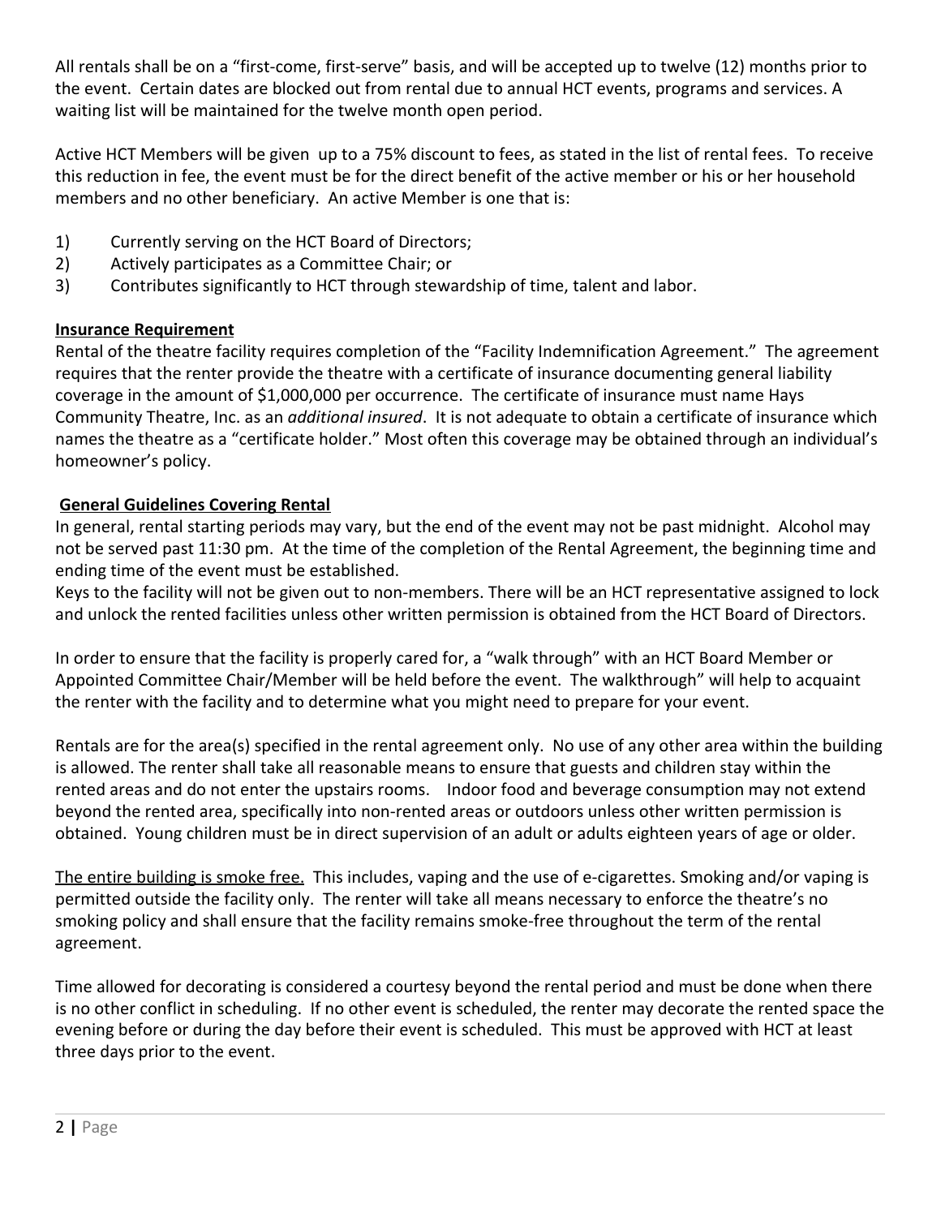All rentals shall be on a “first-come, first-serve” basis, and will be accepted up to twelve (12) months prior to the event. Certain dates are blocked out from rental due to annual HCT events, programs and services. A waiting list will be maintained for the twelve month open period.

Active HCT Members will be given up to a 75% discount to fees, as stated in the list of rental fees. To receive this reduction in fee, the event must be for the direct benefit of the active member or his or her household members and no other beneficiary. An active Member is one that is:

1) Currently serving on the HCT Board of Directors;
2) Actively participates as a Committee Chair; or
3) Contributes significantly to HCT through stewardship of time, talent and labor.

**Insurance Requirement**

Rental of the theatre facility requires completion of the “Facility Indemnification Agreement.” The agreement requires that the renter provide the theatre with a certificate of insurance documenting general liability coverage in the amount of $1,000,000 per occurrence. The certificate of insurance must name Hays Community Theatre, Inc. as an *additional insured*. It is not adequate to obtain a certificate of insurance which names the theatre as a “certificate holder.” Most often this coverage may be obtained through an individual’s homeowner’s policy.

**General Guidelines Covering Rental**

In general, rental starting periods may vary, but the end of the event may not be past midnight. Alcohol may not be served past 11:30 pm. At the time of the completion of the Rental Agreement, the beginning time and ending time of the event must be established.

Keys to the facility will not be given out to non-members. There will be an HCT representative assigned to lock and unlock the rented facilities unless other written permission is obtained from the HCT Board of Directors.

In order to ensure that the facility is properly cared for, a “walk through” with an HCT Board Member or Appointed Committee Chair/Member will be held before the event. The walkthrough” will help to acquaint the renter with the facility and to determine what you might need to prepare for your event.

Rentals are for the area(s) specified in the rental agreement only. No use of any other area within the building is allowed. The renter shall take all reasonable means to ensure that guests and children stay within the rented areas and do not enter the upstairs rooms. Indoor food and beverage consumption may not extend beyond the rented area, specifically into non-rented areas or outdoors unless other written permission is obtained. Young children must be in direct supervision of an adult or adults eighteen years of age or older.

The entire building is smoke free. This includes, vaping and the use of e-cigarettes. Smoking and/or vaping is permitted outside the facility only. The renter will take all means necessary to enforce the theatre’s no smoking policy and shall ensure that the facility remains smoke-free throughout the term of the rental agreement.

Time allowed for decorating is considered a courtesy beyond the rental period and must be done when there is no other conflict in scheduling. If no other event is scheduled, the renter may decorate the rented space the evening before or during the day before their event is scheduled. This must be approved with HCT at least three days prior to the event.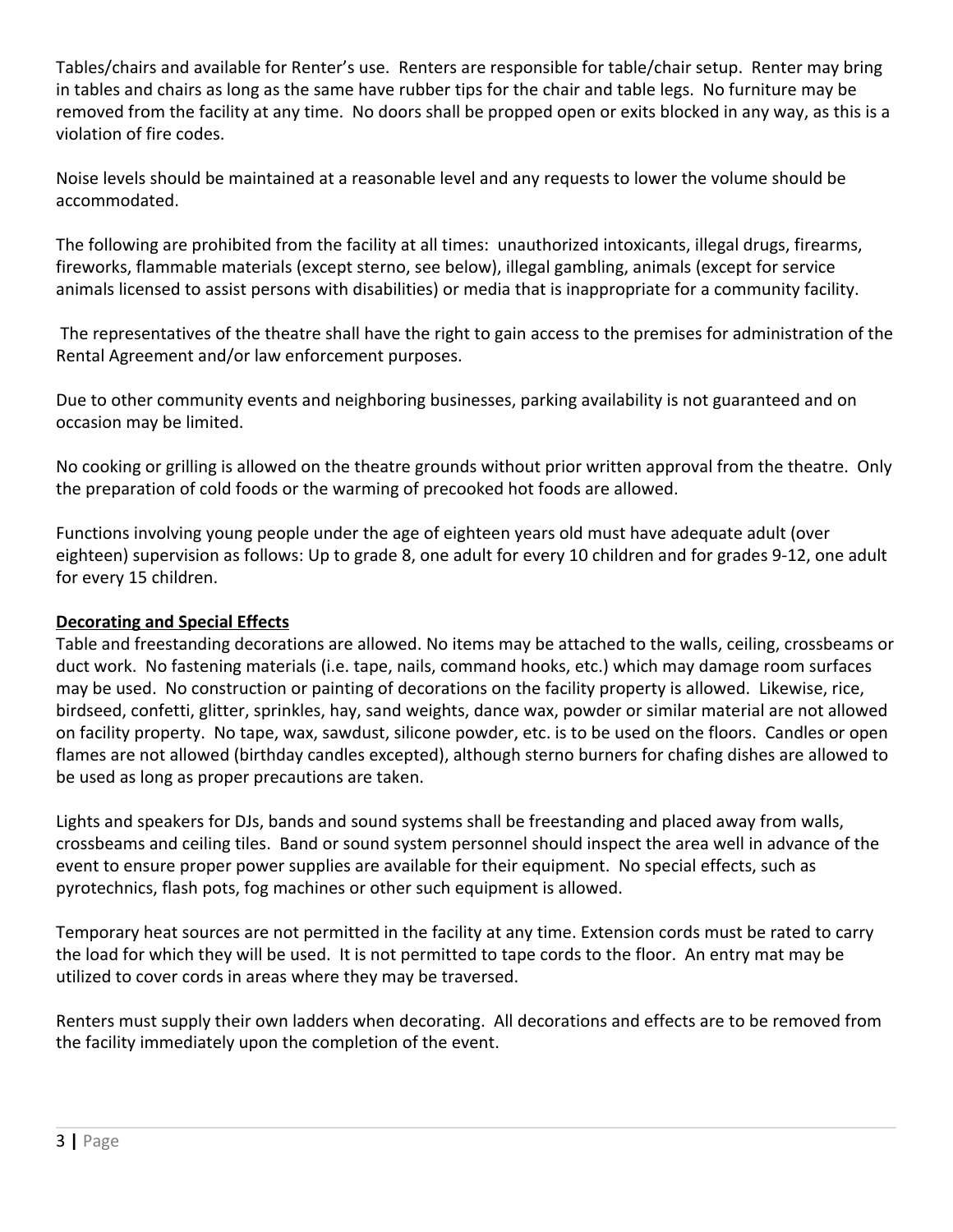Tables/chairs and available for Renter's use. Renters are responsible for table/chair setup. Renter may bring in tables and chairs as long as the same have rubber tips for the chair and table legs. No furniture may be removed from the facility at any time. No doors shall be propped open or exits blocked in any way, as this is a violation of fire codes.

Noise levels should be maintained at a reasonable level and any requests to lower the volume should be accommodated.

The following are prohibited from the facility at all times: unauthorized intoxicants, illegal drugs, firearms, fireworks, flammable materials (except sterno, see below), illegal gambling, animals (except for service animals licensed to assist persons with disabilities) or media that is inappropriate for a community facility.

The representatives of the theatre shall have the right to gain access to the premises for administration of the Rental Agreement and/or law enforcement purposes.

Due to other community events and neighboring businesses, parking availability is not guaranteed and on occasion may be limited.

No cooking or grilling is allowed on the theatre grounds without prior written approval from the theatre. Only the preparation of cold foods or the warming of precooked hot foods are allowed.

Functions involving young people under the age of eighteen years old must have adequate adult (over eighteen) supervision as follows: Up to grade 8, one adult for every 10 children and for grades 9-12, one adult for every 15 children.

**Decorating and Special Effects**

Table and freestanding decorations are allowed. No items may be attached to the walls, ceiling, crossbeams or duct work. No fastening materials (i.e. tape, nails, command hooks, etc.) which may damage room surfaces may be used. No construction or painting of decorations on the facility property is allowed. Likewise, rice, birdseed, confetti, glitter, sprinkles, hay, sand weights, dance wax, powder or similar material are not allowed on facility property. No tape, wax, sawdust, silicone powder, etc. is to be used on the floors. Candles or open flames are not allowed (birthday candles excepted), although sterno burners for chafing dishes are allowed to be used as long as proper precautions are taken.

Lights and speakers for DJs, bands and sound systems shall be freestanding and placed away from walls, crossbeams and ceiling tiles. Band or sound system personnel should inspect the area well in advance of the event to ensure proper power supplies are available for their equipment. No special effects, such as pyrotechnics, flash pots, fog machines or other such equipment is allowed.

Temporary heat sources are not permitted in the facility at any time. Extension cords must be rated to carry the load for which they will be used. It is not permitted to tape cords to the floor. An entry mat may be utilized to cover cords in areas where they may be traversed.

Renters must supply their own ladders when decorating. All decorations and effects are to be removed from the facility immediately upon the completion of the event.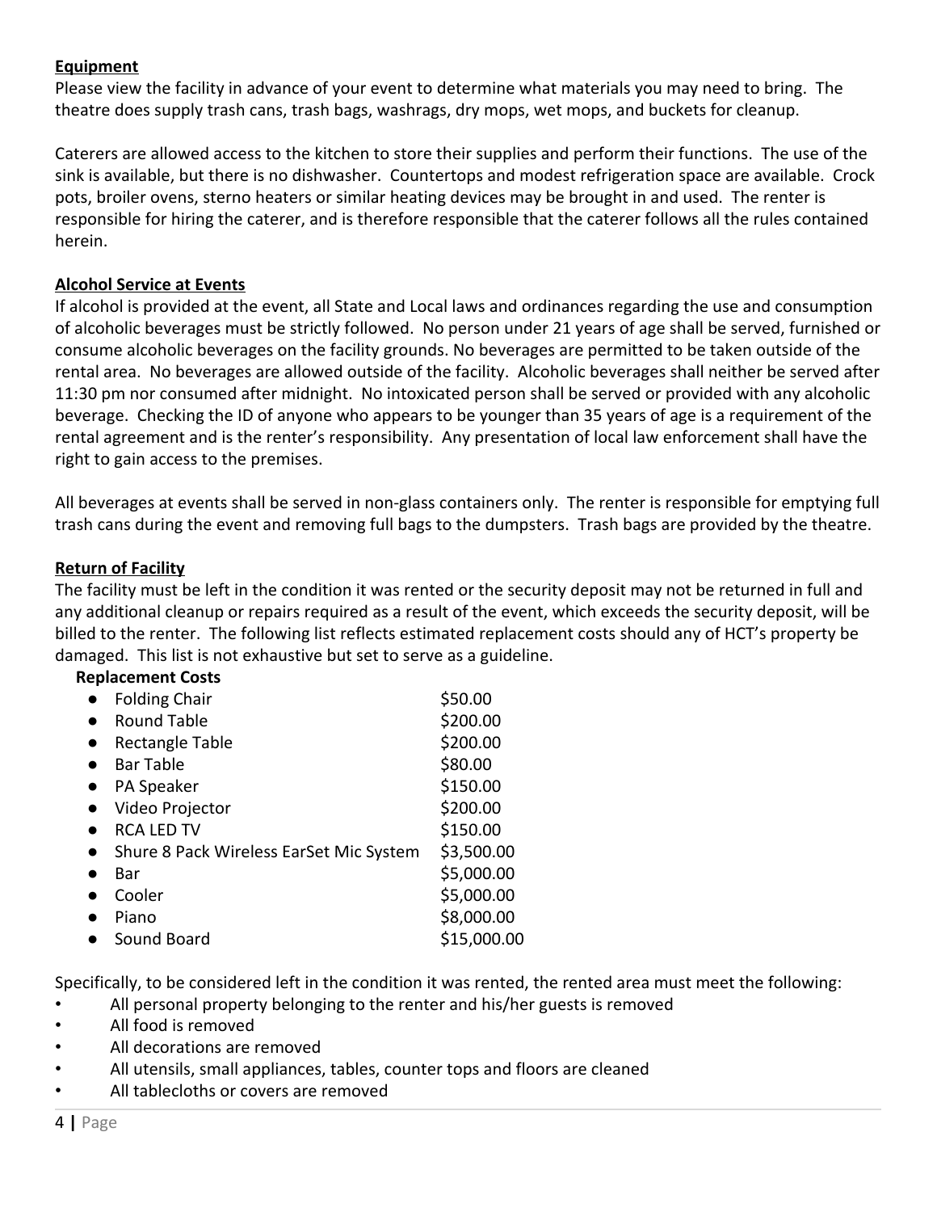## Equipment

Please view the facility in advance of your event to determine what materials you may need to bring. The theatre does supply trash cans, trash bags, washrags, dry mops, wet mops, and buckets for cleanup.

Caterers are allowed access to the kitchen to store their supplies and perform their functions. The use of the sink is available, but there is no dishwasher. Countertops and modest refrigeration space are available. Crock pots, broiler ovens, sterno heaters or similar heating devices may be brought in and used. The renter is responsible for hiring the caterer, and is therefore responsible that the caterer follows all the rules contained herein.

## Alcohol Service at Events

If alcohol is provided at the event, all State and Local laws and ordinances regarding the use and consumption of alcoholic beverages must be strictly followed. No person under 21 years of age shall be served, furnished or consume alcoholic beverages on the facility grounds. No beverages are permitted to be taken outside of the rental area. No beverages are allowed outside of the facility. Alcoholic beverages shall neither be served after 11:30 pm nor consumed after midnight. No intoxicated person shall be served or provided with any alcoholic beverage. Checking the ID of anyone who appears to be younger than 35 years of age is a requirement of the rental agreement and is the renter's responsibility. Any presentation of local law enforcement shall have the right to gain access to the premises.

All beverages at events shall be served in non-glass containers only. The renter is responsible for emptying full trash cans during the event and removing full bags to the dumpsters. Trash bags are provided by the theatre.

## Return of Facility

The facility must be left in the condition it was rented or the security deposit may not be returned in full and any additional cleanup or repairs required as a result of the event, which exceeds the security deposit, will be billed to the renter. The following list reflects estimated replacement costs should any of HCT's property be damaged. This list is not exhaustive but set to serve as a guideline.

**Replacement Costs**

| Item | Cost |
|---|---|
| Folding Chair | $50.00 |
| Round Table | $200.00 |
| Rectangle Table | $200.00 |
| Bar Table | $80.00 |
| PA Speaker | $150.00 |
| Video Projector | $200.00 |
| RCA LED TV | $150.00 |
| Shure 8 Pack Wireless EarSet Mic System | $3,500.00 |
| Bar | $5,000.00 |
| Cooler | $5,000.00 |
| Piano | $8,000.00 |
| Sound Board | $15,000.00 |

Specifically, to be considered left in the condition it was rented, the rented area must meet the following:

- All personal property belonging to the renter and his/her guests is removed
- All food is removed
- All decorations are removed
- All utensils, small appliances, tables, counter tops and floors are cleaned
- All tablecloths or covers are removed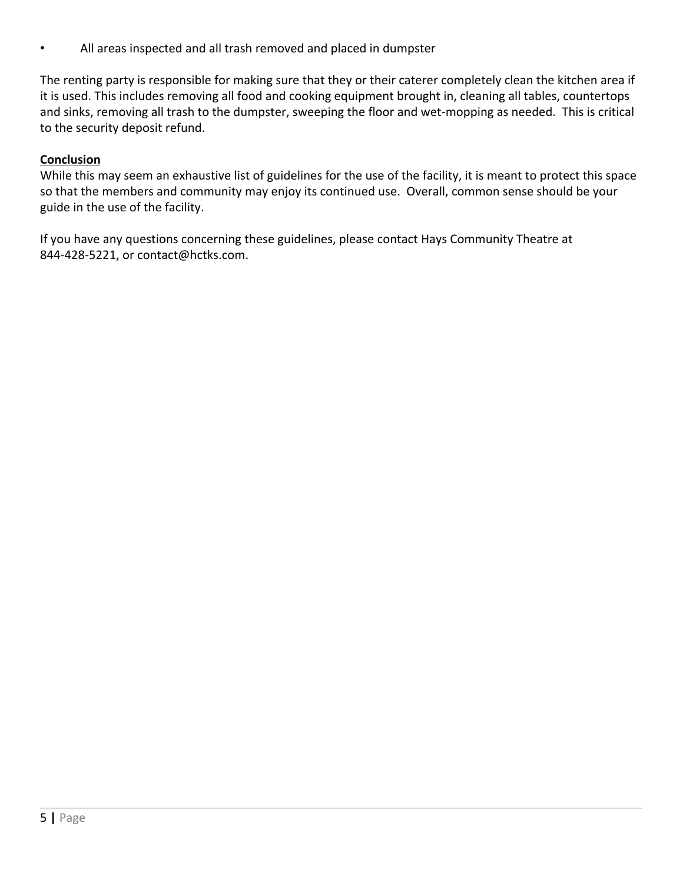- All areas inspected and all trash removed and placed in dumpster

The renting party is responsible for making sure that they or their caterer completely clean the kitchen area if it is used. This includes removing all food and cooking equipment brought in, cleaning all tables, countertops and sinks, removing all trash to the dumpster, sweeping the floor and wet-mopping as needed. This is critical to the security deposit refund.

**Conclusion**

While this may seem an exhaustive list of guidelines for the use of the facility, it is meant to protect this space so that the members and community may enjoy its continued use. Overall, common sense should be your guide in the use of the facility.

If you have any questions concerning these guidelines, please contact Hays Community Theatre at 844-428-5221, or contact@hctks.com.